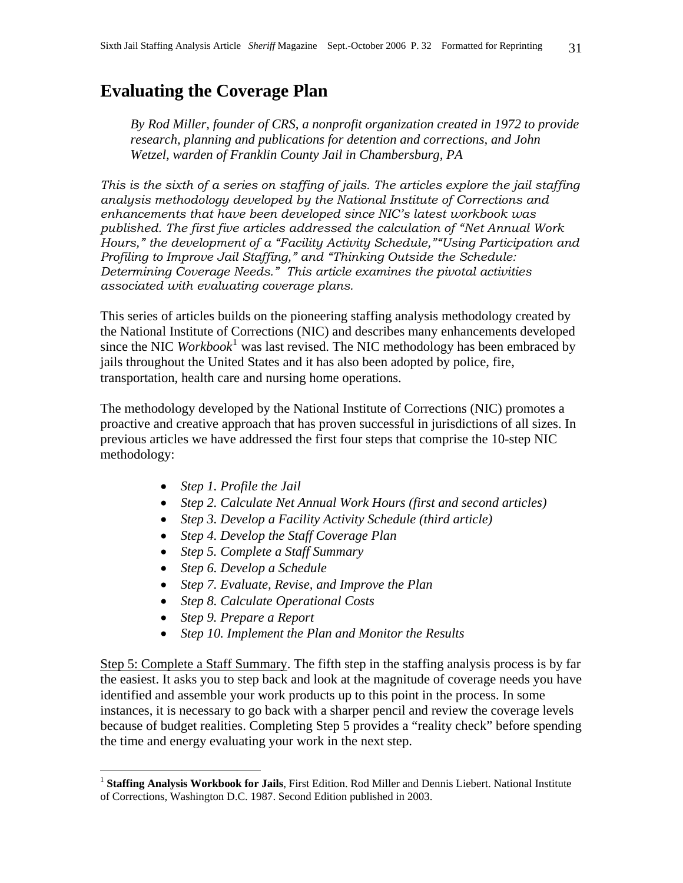# Evaluating the Coverage Plan

*By Rod Miller, founder of CRS, a nonprofit organization created in 1972 to provide research, planning and publications for detention and corrections, and John Wetzel, warden of Franklin County Jail in Chambersburg, PA*

*This is the sixth of a series on staffing of jails. The articles explore the jail staffing analysis methodology developed by the National Institute of Corrections and enhancements that have been developed since NIC's latest workbook was published. The first five articles addressed the calculation of "Net Annual Work Hours," the development of a "Facility Activity Schedule,""Using Participation and Profiling to Improve Jail Staffing," and "Thinking Outside the Schedule: Determining Coverage Needs." This article examines the pivotal activities associated with evaluating coverage plans.*

This series of articles builds on the pioneering staffing analysis methodology created by the National Institute of Corrections (NIC) and describes many enhancements developed since the NIC *Workbook*[1] was last revised. The NIC methodology has been embraced by jails throughout the United States and it has also been adopted by police, fire, transportation, health care and nursing home operations.

The methodology developed by the National Institute of Corrections (NIC) promotes a proactive and creative approach that has proven successful in jurisdictions of all sizes. In previous articles we have addressed the first four steps that comprise the 10-step NIC methodology:

- *Step 1. Profile the Jail*
- *Step 2. Calculate Net Annual Work Hours (first and second articles)*
- *Step 3. Develop a Facility Activity Schedule (third article)*
- *Step 4. Develop the Staff Coverage Plan*
- *Step 5. Complete a Staff Summary*
- *Step 6. Develop a Schedule*
- *Step 7. Evaluate, Revise, and Improve the Plan*
- *Step 8. Calculate Operational Costs*
- *Step 9. Prepare a Report*
- *Step 10. Implement the Plan and Monitor the Results*

<u>Step 5: Complete a Staff Summary</u>. The fifth step in the staffing analysis process is by far the easiest. It asks you to step back and look at the magnitude of coverage needs you have identified and assemble your work products up to this point in the process. In some instances, it is necessary to go back with a sharper pencil and review the coverage levels because of budget realities. Completing Step 5 provides a "reality check" before spending the time and energy evaluating your work in the next step.

---

[1] **Staffing Analysis Workbook for Jails**, First Edition. Rod Miller and Dennis Liebert. National Institute of Corrections, Washington D.C. 1987. Second Edition published in 2003.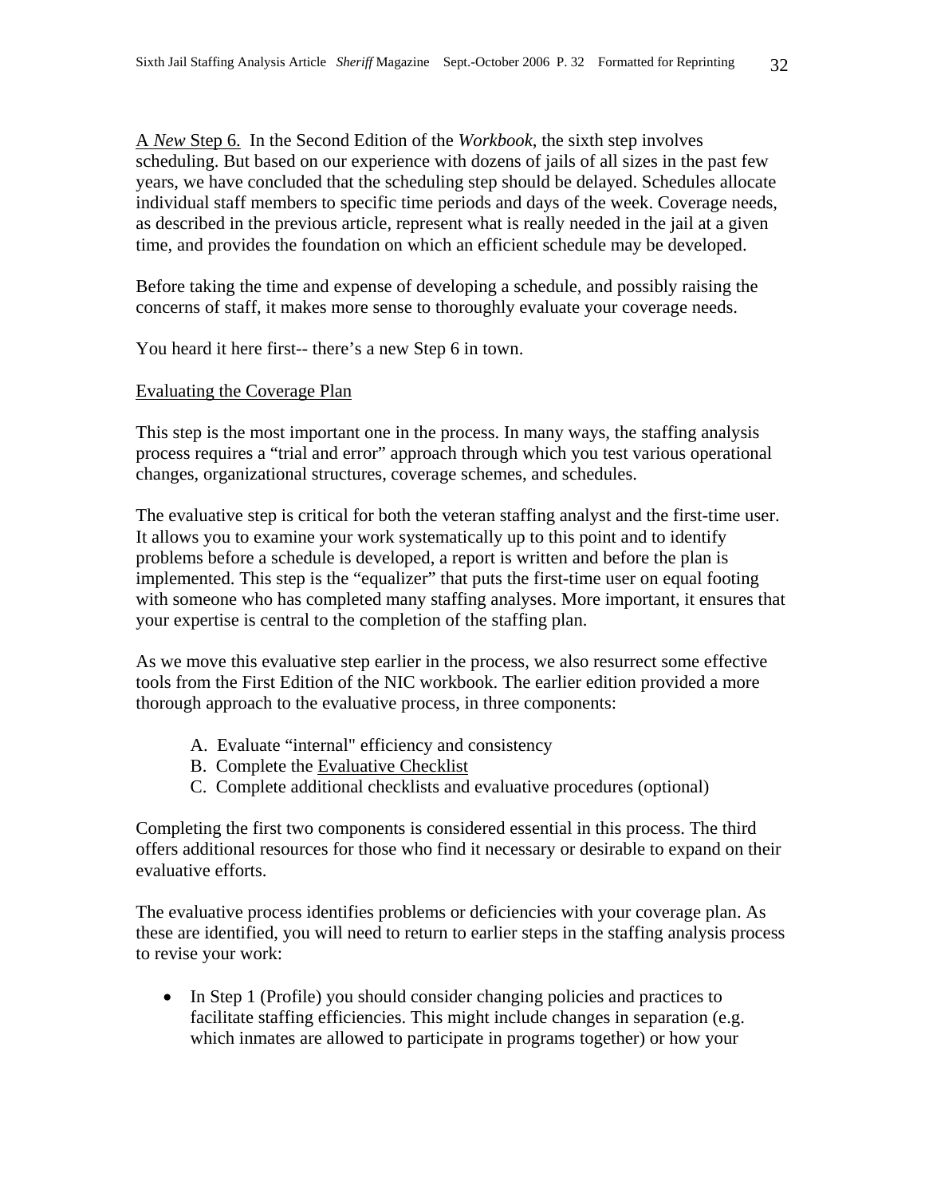A *New* Step 6. In the Second Edition of the *Workbook*, the sixth step involves scheduling. But based on our experience with dozens of jails of all sizes in the past few years, we have concluded that the scheduling step should be delayed. Schedules allocate individual staff members to specific time periods and days of the week. Coverage needs, as described in the previous article, represent what is really needed in the jail at a given time, and provides the foundation on which an efficient schedule may be developed.

Before taking the time and expense of developing a schedule, and possibly raising the concerns of staff, it makes more sense to thoroughly evaluate your coverage needs.

You heard it here first-- there's a new Step 6 in town.

## Evaluating the Coverage Plan

This step is the most important one in the process. In many ways, the staffing analysis process requires a "trial and error" approach through which you test various operational changes, organizational structures, coverage schemes, and schedules.

The evaluative step is critical for both the veteran staffing analyst and the first-time user. It allows you to examine your work systematically up to this point and to identify problems before a schedule is developed, a report is written and before the plan is implemented. This step is the "equalizer" that puts the first-time user on equal footing with someone who has completed many staffing analyses. More important, it ensures that your expertise is central to the completion of the staffing plan.

As we move this evaluative step earlier in the process, we also resurrect some effective tools from the First Edition of the NIC workbook. The earlier edition provided a more thorough approach to the evaluative process, in three components:

A. Evaluate "internal" efficiency and consistency
B. Complete the Evaluative Checklist
C. Complete additional checklists and evaluative procedures (optional)

Completing the first two components is considered essential in this process. The third offers additional resources for those who find it necessary or desirable to expand on their evaluative efforts.

The evaluative process identifies problems or deficiencies with your coverage plan. As these are identified, you will need to return to earlier steps in the staffing analysis process to revise your work:

- In Step 1 (Profile) you should consider changing policies and practices to facilitate staffing efficiencies. This might include changes in separation (e.g. which inmates are allowed to participate in programs together) or how your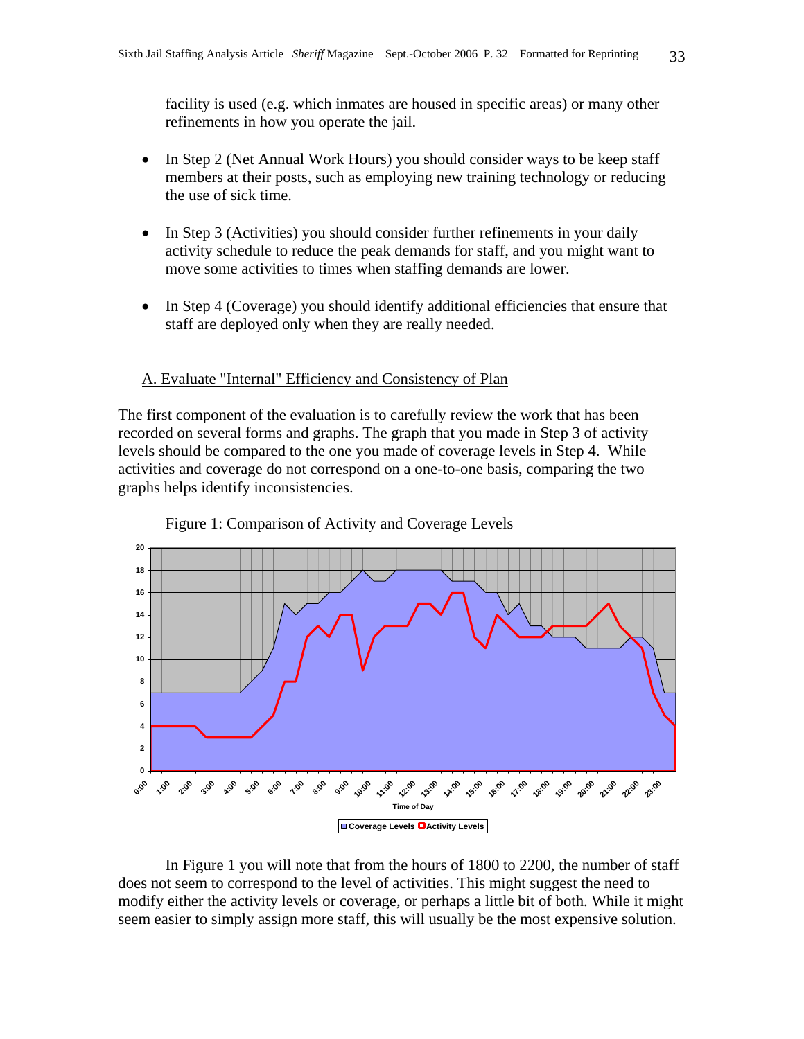facility is used (e.g. which inmates are housed in specific areas) or many other refinements in how you operate the jail.

- In Step 2 (Net Annual Work Hours) you should consider ways to be keep staff members at their posts, such as employing new training technology or reducing the use of sick time.

- In Step 3 (Activities) you should consider further refinements in your daily activity schedule to reduce the peak demands for staff, and you might want to move some activities to times when staffing demands are lower.

- In Step 4 (Coverage) you should identify additional efficiencies that ensure that staff are deployed only when they are really needed.

## A. Evaluate "Internal" Efficiency and Consistency of Plan

The first component of the evaluation is to carefully review the work that has been recorded on several forms and graphs. The graph that you made in Step 3 of activity levels should be compared to the one you made of coverage levels in Step 4. While activities and coverage do not correspond on a one-to-one basis, comparing the two graphs helps identify inconsistencies.

Figure 1: Comparison of Activity and Coverage Levels

In Figure 1 you will note that from the hours of 1800 to 2200, the number of staff does not seem to correspond to the level of activities. This might suggest the need to modify either the activity levels or coverage, or perhaps a little bit of both. While it might seem easier to simply assign more staff, this will usually be the most expensive solution.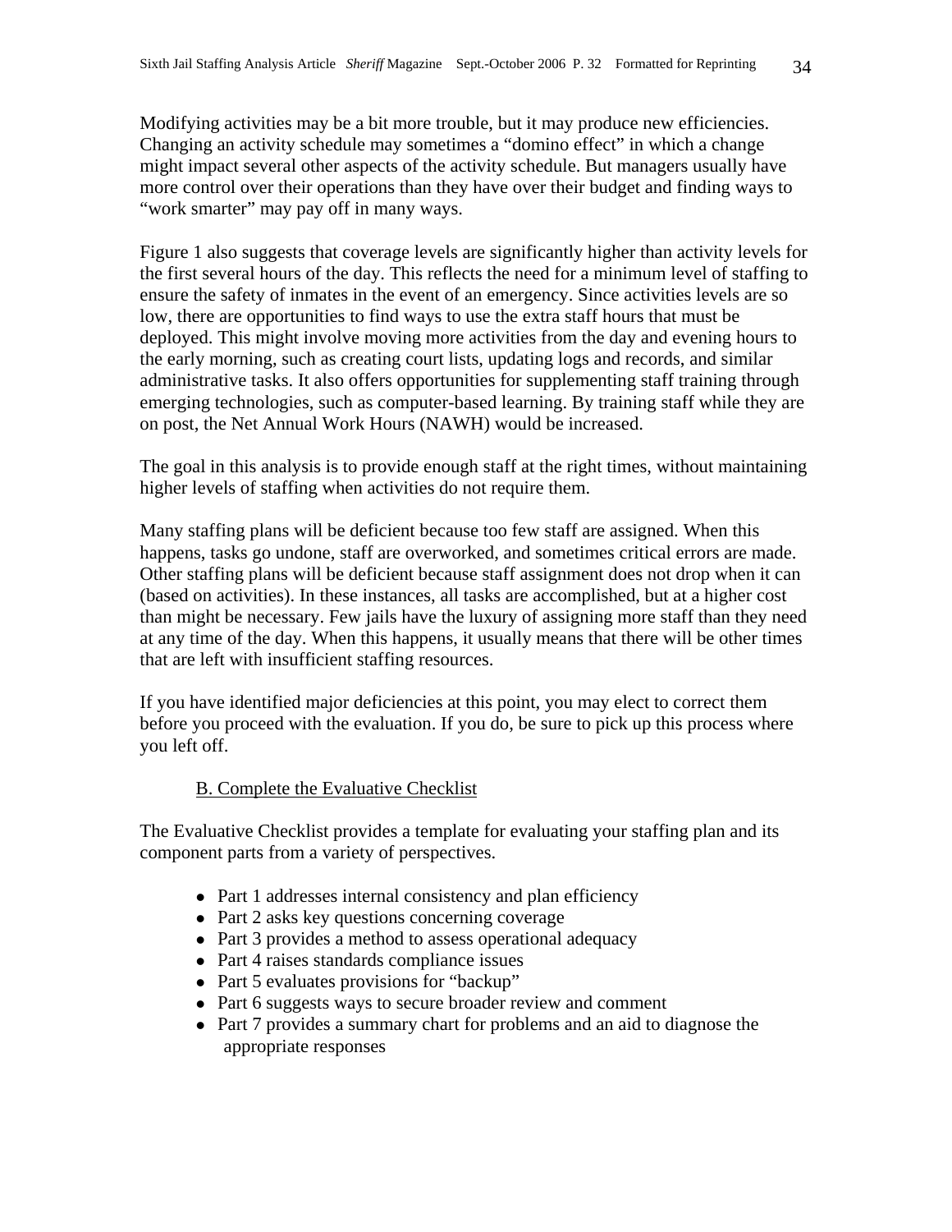Modifying activities may be a bit more trouble, but it may produce new efficiencies. Changing an activity schedule may sometimes a "domino effect" in which a change might impact several other aspects of the activity schedule. But managers usually have more control over their operations than they have over their budget and finding ways to "work smarter" may pay off in many ways.

Figure 1 also suggests that coverage levels are significantly higher than activity levels for the first several hours of the day. This reflects the need for a minimum level of staffing to ensure the safety of inmates in the event of an emergency. Since activities levels are so low, there are opportunities to find ways to use the extra staff hours that must be deployed. This might involve moving more activities from the day and evening hours to the early morning, such as creating court lists, updating logs and records, and similar administrative tasks. It also offers opportunities for supplementing staff training through emerging technologies, such as computer-based learning. By training staff while they are on post, the Net Annual Work Hours (NAWH) would be increased.

The goal in this analysis is to provide enough staff at the right times, without maintaining higher levels of staffing when activities do not require them.

Many staffing plans will be deficient because too few staff are assigned. When this happens, tasks go undone, staff are overworked, and sometimes critical errors are made. Other staffing plans will be deficient because staff assignment does not drop when it can (based on activities). In these instances, all tasks are accomplished, but at a higher cost than might be necessary. Few jails have the luxury of assigning more staff than they need at any time of the day. When this happens, it usually means that there will be other times that are left with insufficient staffing resources.

If you have identified major deficiencies at this point, you may elect to correct them before you proceed with the evaluation. If you do, be sure to pick up this process where you left off.

### B. Complete the Evaluative Checklist

The Evaluative Checklist provides a template for evaluating your staffing plan and its component parts from a variety of perspectives.

- Part 1 addresses internal consistency and plan efficiency
- Part 2 asks key questions concerning coverage
- Part 3 provides a method to assess operational adequacy
- Part 4 raises standards compliance issues
- Part 5 evaluates provisions for "backup"
- Part 6 suggests ways to secure broader review and comment
- Part 7 provides a summary chart for problems and an aid to diagnose the appropriate responses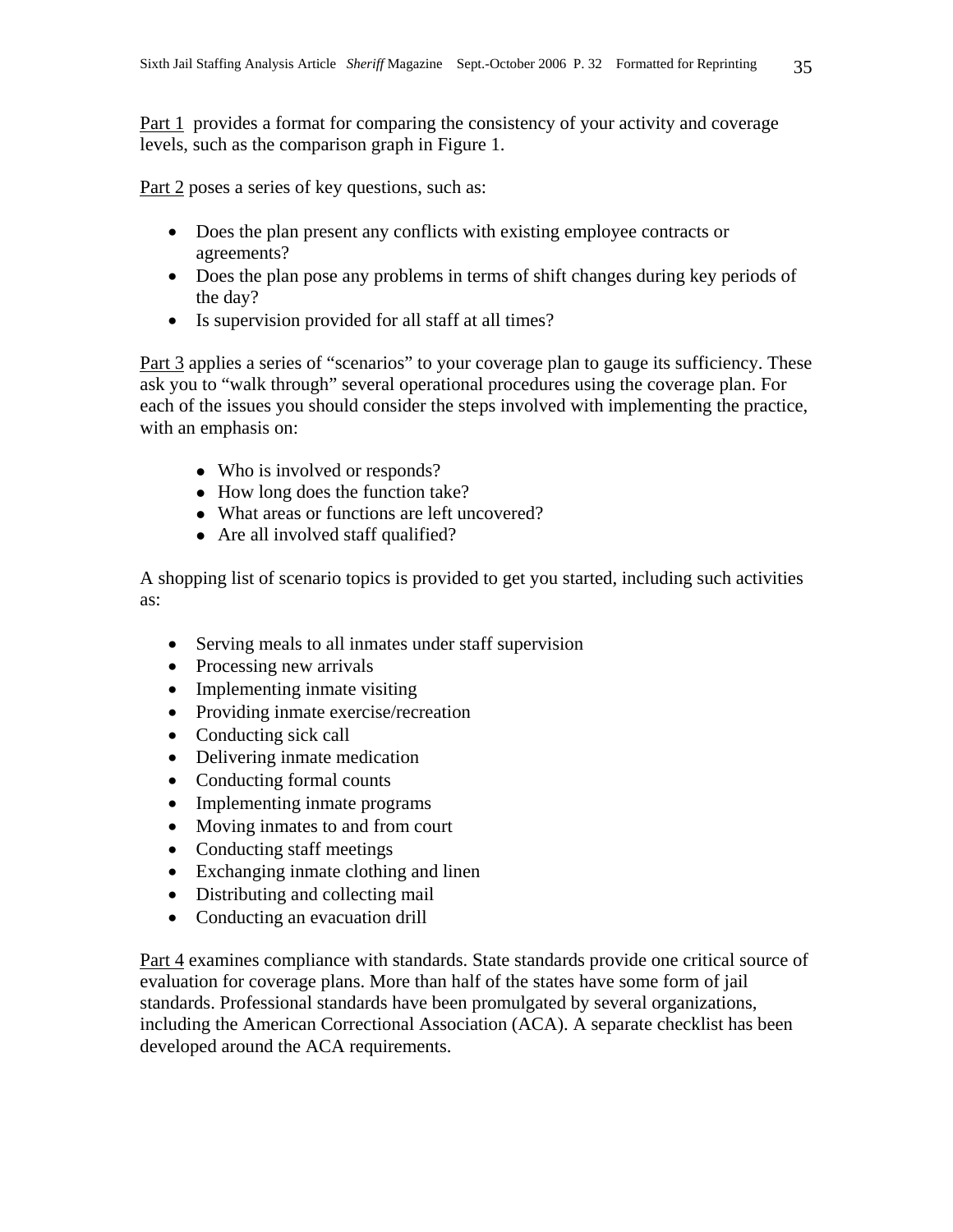Part 1 provides a format for comparing the consistency of your activity and coverage levels, such as the comparison graph in Figure 1.

Part 2 poses a series of key questions, such as:

- Does the plan present any conflicts with existing employee contracts or agreements?
- Does the plan pose any problems in terms of shift changes during key periods of the day?
- Is supervision provided for all staff at all times?

Part 3 applies a series of "scenarios" to your coverage plan to gauge its sufficiency. These ask you to "walk through" several operational procedures using the coverage plan. For each of the issues you should consider the steps involved with implementing the practice, with an emphasis on:

- Who is involved or responds?
- How long does the function take?
- What areas or functions are left uncovered?
- Are all involved staff qualified?

A shopping list of scenario topics is provided to get you started, including such activities as:

- Serving meals to all inmates under staff supervision
- Processing new arrivals
- Implementing inmate visiting
- Providing inmate exercise/recreation
- Conducting sick call
- Delivering inmate medication
- Conducting formal counts
- Implementing inmate programs
- Moving inmates to and from court
- Conducting staff meetings
- Exchanging inmate clothing and linen
- Distributing and collecting mail
- Conducting an evacuation drill

Part 4 examines compliance with standards. State standards provide one critical source of evaluation for coverage plans. More than half of the states have some form of jail standards. Professional standards have been promulgated by several organizations, including the American Correctional Association (ACA). A separate checklist has been developed around the ACA requirements.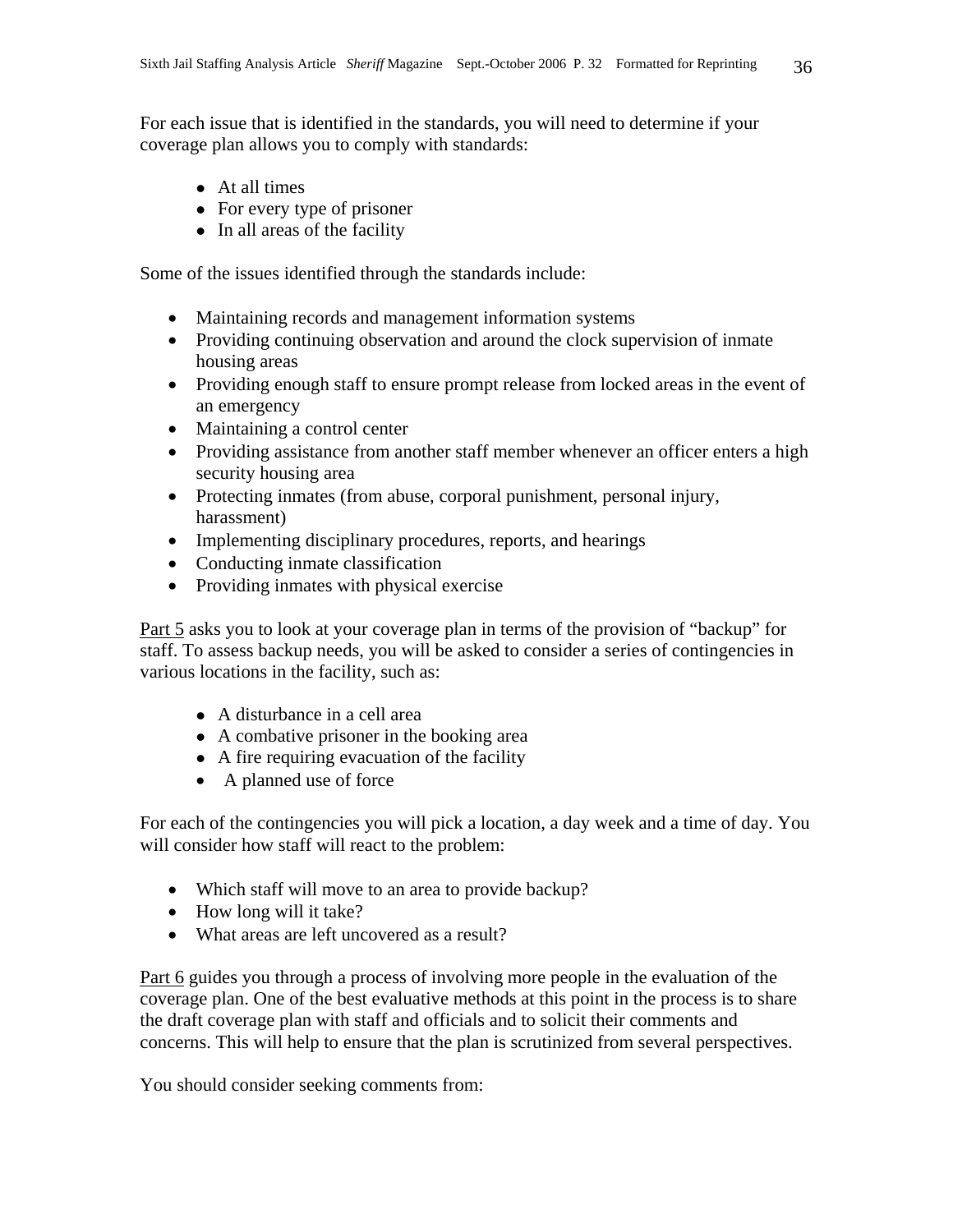For each issue that is identified in the standards, you will need to determine if your coverage plan allows you to comply with standards:

- At all times
- For every type of prisoner
- In all areas of the facility

Some of the issues identified through the standards include:

- Maintaining records and management information systems
- Providing continuing observation and around the clock supervision of inmate housing areas
- Providing enough staff to ensure prompt release from locked areas in the event of an emergency
- Maintaining a control center
- Providing assistance from another staff member whenever an officer enters a high security housing area
- Protecting inmates (from abuse, corporal punishment, personal injury, harassment)
- Implementing disciplinary procedures, reports, and hearings
- Conducting inmate classification
- Providing inmates with physical exercise

<u>Part 5</u> asks you to look at your coverage plan in terms of the provision of "backup" for staff. To assess backup needs, you will be asked to consider a series of contingencies in various locations in the facility, such as:

- A disturbance in a cell area
- A combative prisoner in the booking area
- A fire requiring evacuation of the facility
- A planned use of force

For each of the contingencies you will pick a location, a day week and a time of day. You will consider how staff will react to the problem:

- Which staff will move to an area to provide backup?
- How long will it take?
- What areas are left uncovered as a result?

<u>Part 6</u> guides you through a process of involving more people in the evaluation of the coverage plan. One of the best evaluative methods at this point in the process is to share the draft coverage plan with staff and officials and to solicit their comments and concerns. This will help to ensure that the plan is scrutinized from several perspectives.

You should consider seeking comments from: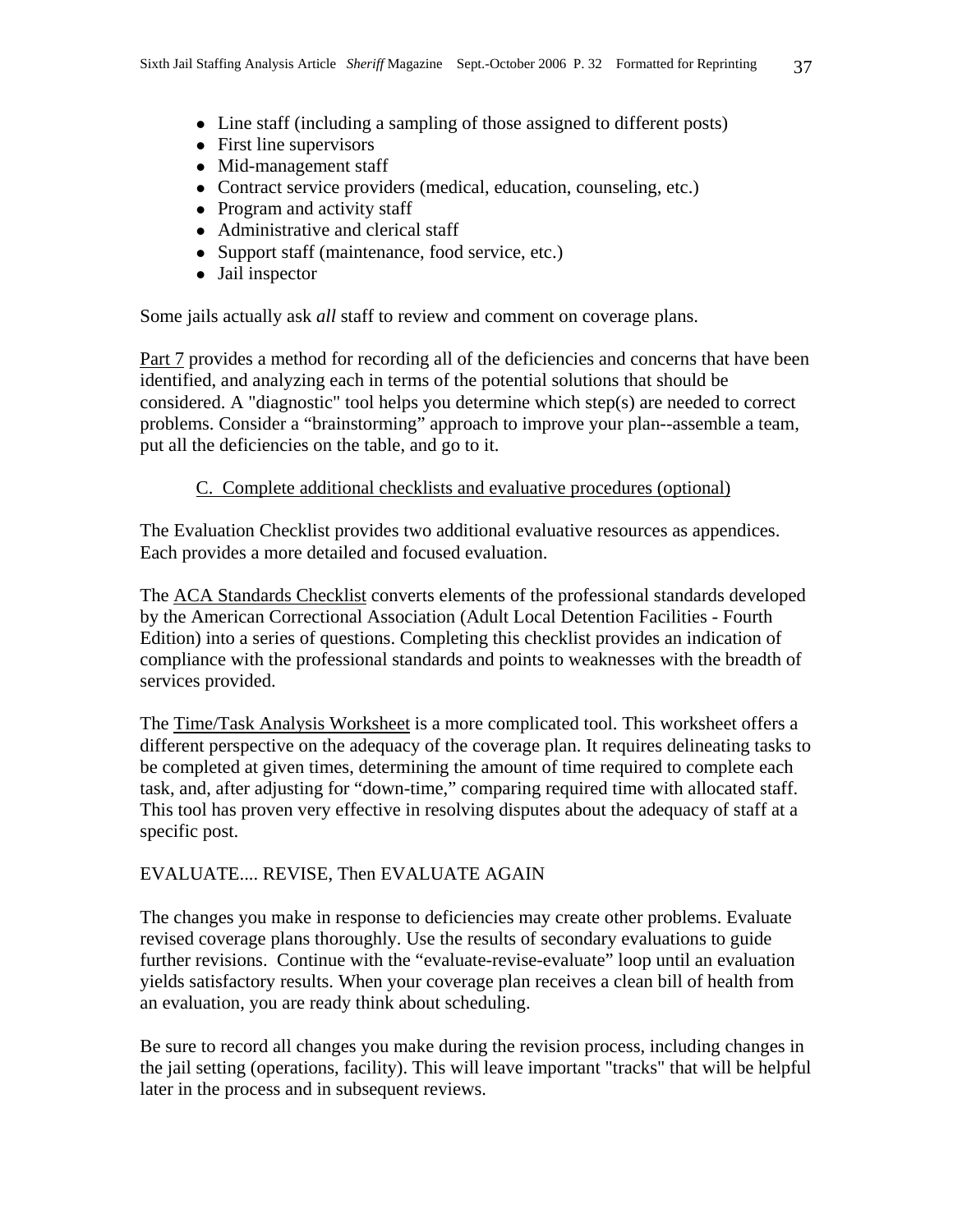- Line staff (including a sampling of those assigned to different posts)
- First line supervisors
- Mid-management staff
- Contract service providers (medical, education, counseling, etc.)
- Program and activity staff
- Administrative and clerical staff
- Support staff (maintenance, food service, etc.)
- Jail inspector

Some jails actually ask *all* staff to review and comment on coverage plans.

Part 7 provides a method for recording all of the deficiencies and concerns that have been identified, and analyzing each in terms of the potential solutions that should be considered. A "diagnostic" tool helps you determine which step(s) are needed to correct problems. Consider a “brainstorming” approach to improve your plan--assemble a team, put all the deficiencies on the table, and go to it.

C. Complete additional checklists and evaluative procedures (optional)

The Evaluation Checklist provides two additional evaluative resources as appendices. Each provides a more detailed and focused evaluation.

The ACA Standards Checklist converts elements of the professional standards developed by the American Correctional Association (Adult Local Detention Facilities - Fourth Edition) into a series of questions. Completing this checklist provides an indication of compliance with the professional standards and points to weaknesses with the breadth of services provided.

The Time/Task Analysis Worksheet is a more complicated tool. This worksheet offers a different perspective on the adequacy of the coverage plan. It requires delineating tasks to be completed at given times, determining the amount of time required to complete each task, and, after adjusting for “down-time,” comparing required time with allocated staff. This tool has proven very effective in resolving disputes about the adequacy of staff at a specific post.

EVALUATE.... REVISE, Then EVALUATE AGAIN

The changes you make in response to deficiencies may create other problems. Evaluate revised coverage plans thoroughly. Use the results of secondary evaluations to guide further revisions. Continue with the “evaluate-revise-evaluate” loop until an evaluation yields satisfactory results. When your coverage plan receives a clean bill of health from an evaluation, you are ready think about scheduling.

Be sure to record all changes you make during the revision process, including changes in the jail setting (operations, facility). This will leave important "tracks" that will be helpful later in the process and in subsequent reviews.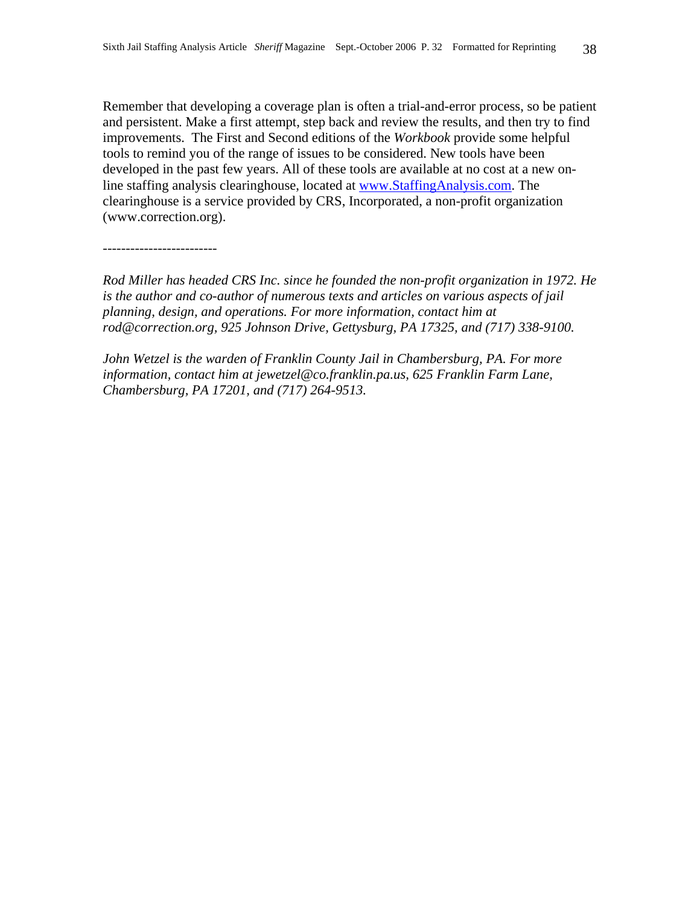Remember that developing a coverage plan is often a trial-and-error process, so be patient and persistent. Make a first attempt, step back and review the results, and then try to find improvements. The First and Second editions of the *Workbook* provide some helpful tools to remind you of the range of issues to be considered. New tools have been developed in the past few years. All of these tools are available at no cost at a new on-line staffing analysis clearinghouse, located at [www.StaffingAnalysis.com](http://www.StaffingAnalysis.com). The clearinghouse is a service provided by CRS, Incorporated, a non-profit organization (www.correction.org).

------------------------

*Rod Miller has headed CRS Inc. since he founded the non-profit organization in 1972. He is the author and co-author of numerous texts and articles on various aspects of jail planning, design, and operations. For more information, contact him at rod@correction.org, 925 Johnson Drive, Gettysburg, PA 17325, and (717) 338-9100.*

*John Wetzel is the warden of Franklin County Jail in Chambersburg, PA. For more information, contact him at jewetzel@co.franklin.pa.us, 625 Franklin Farm Lane, Chambersburg, PA 17201, and (717) 264-9513.*